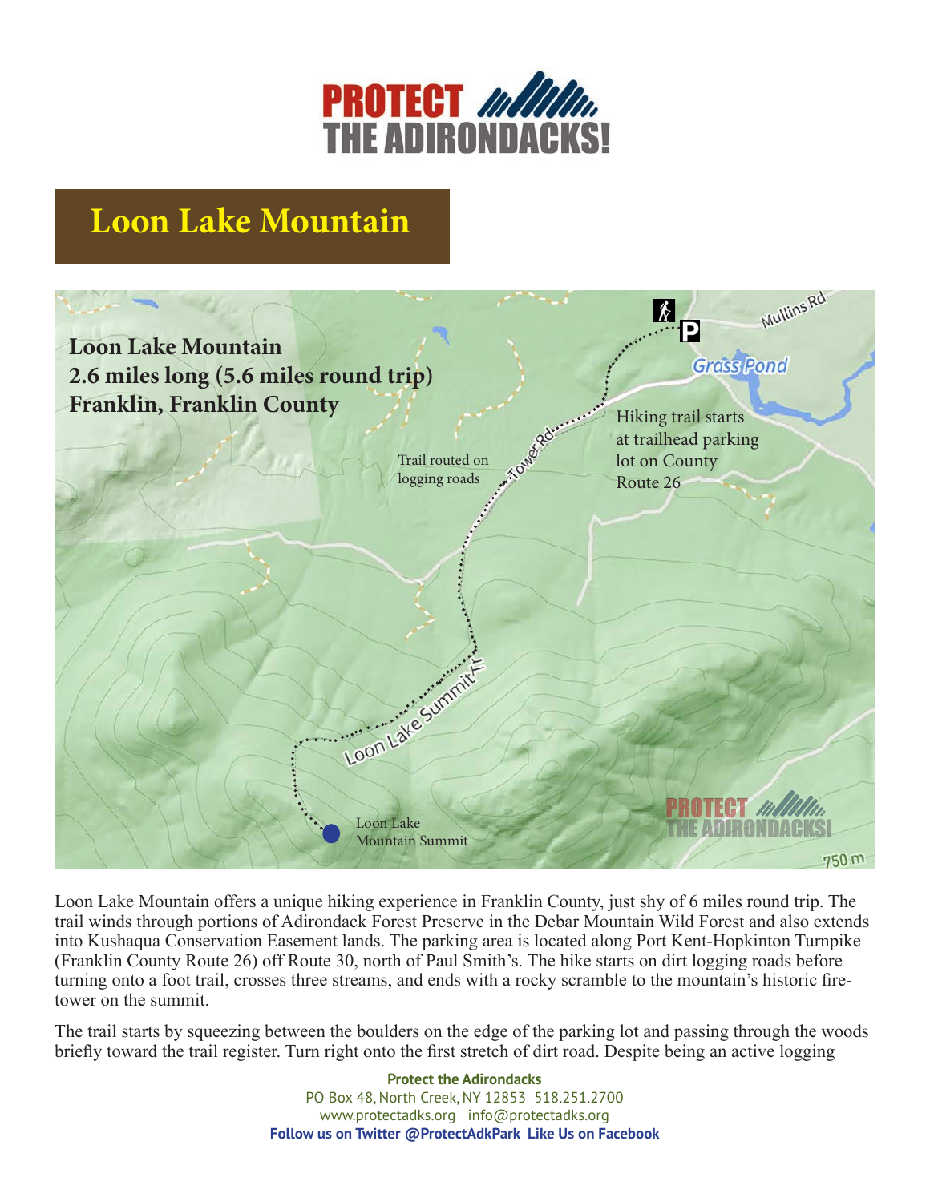# Loon Lake Mountain

**Loon Lake Mountain**
**2.6 miles long (5.6 miles round trip)**
**Franklin, Franklin County**

Trail routed on logging roads

Hiking trail starts at trailhead parking lot on County Route 26

Loon Lake Mountain Summit

Loon Lake Mountain offers a unique hiking experience in Franklin County, just shy of 6 miles round trip. The trail winds through portions of Adirondack Forest Preserve in the Debar Mountain Wild Forest and also extends into Kushaqua Conservation Easement lands. The parking area is located along Port Kent-Hopkinton Turnpike (Franklin County Route 26) off Route 30, north of Paul Smith's. The hike starts on dirt logging roads before turning onto a foot trail, crosses three streams, and ends with a rocky scramble to the mountain's historic fire-tower on the summit.

The trail starts by squeezing between the boulders on the edge of the parking lot and passing through the woods briefly toward the trail register. Turn right onto the first stretch of dirt road. Despite being an active logging

**Protect the Adirondacks**
PO Box 48, North Creek, NY 12853 518.251.2700
www.protectadks.org info@protectadks.org
**Follow us on Twitter @ProtectAdkPark Like Us on Facebook**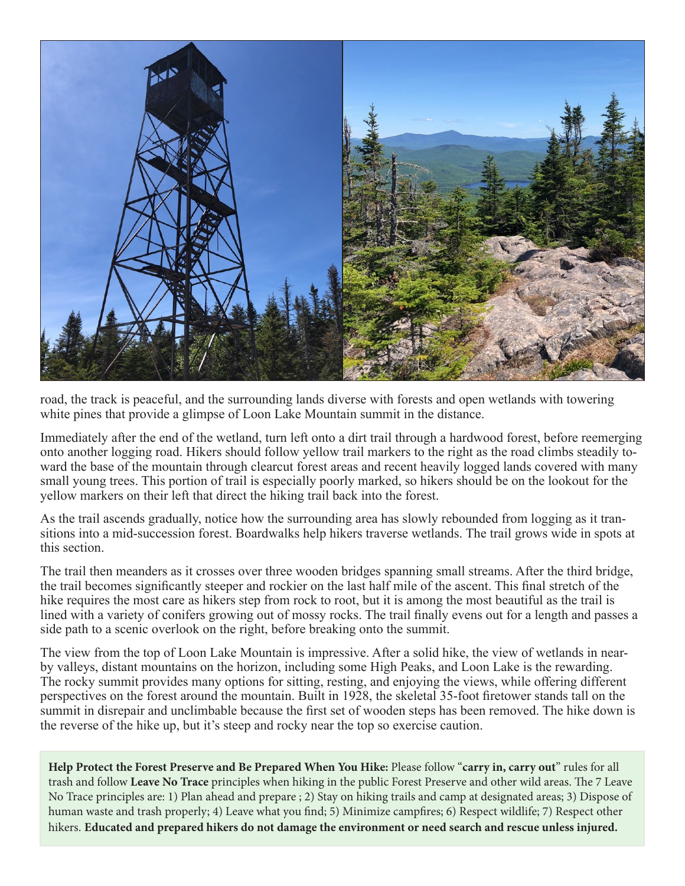road, the track is peaceful, and the surrounding lands diverse with forests and open wetlands with towering white pines that provide a glimpse of Loon Lake Mountain summit in the distance.

Immediately after the end of the wetland, turn left onto a dirt trail through a hardwood forest, before reemerging onto another logging road. Hikers should follow yellow trail markers to the right as the road climbs steadily toward the base of the mountain through clearcut forest areas and recent heavily logged lands covered with many small young trees. This portion of trail is especially poorly marked, so hikers should be on the lookout for the yellow markers on their left that direct the hiking trail back into the forest.

As the trail ascends gradually, notice how the surrounding area has slowly rebounded from logging as it transitions into a mid-succession forest. Boardwalks help hikers traverse wetlands. The trail grows wide in spots at this section.

The trail then meanders as it crosses over three wooden bridges spanning small streams. After the third bridge, the trail becomes significantly steeper and rockier on the last half mile of the ascent. This final stretch of the hike requires the most care as hikers step from rock to root, but it is among the most beautiful as the trail is lined with a variety of conifers growing out of mossy rocks. The trail finally evens out for a length and passes a side path to a scenic overlook on the right, before breaking onto the summit.

The view from the top of Loon Lake Mountain is impressive. After a solid hike, the view of wetlands in nearby valleys, distant mountains on the horizon, including some High Peaks, and Loon Lake is the rewarding. The rocky summit provides many options for sitting, resting, and enjoying the views, while offering different perspectives on the forest around the mountain. Built in 1928, the skeletal 35-foot firetower stands tall on the summit in disrepair and unclimbable because the first set of wooden steps has been removed. The hike down is the reverse of the hike up, but it's steep and rocky near the top so exercise caution.

**Help Protect the Forest Preserve and Be Prepared When You Hike:** Please follow "**carry in, carry out**" rules for all trash and follow **Leave No Trace** principles when hiking in the public Forest Preserve and other wild areas. The 7 Leave No Trace principles are: 1) Plan ahead and prepare ; 2) Stay on hiking trails and camp at designated areas; 3) Dispose of human waste and trash properly; 4) Leave what you find; 5) Minimize campfires; 6) Respect wildlife; 7) Respect other hikers. **Educated and prepared hikers do not damage the environment or need search and rescue unless injured.**